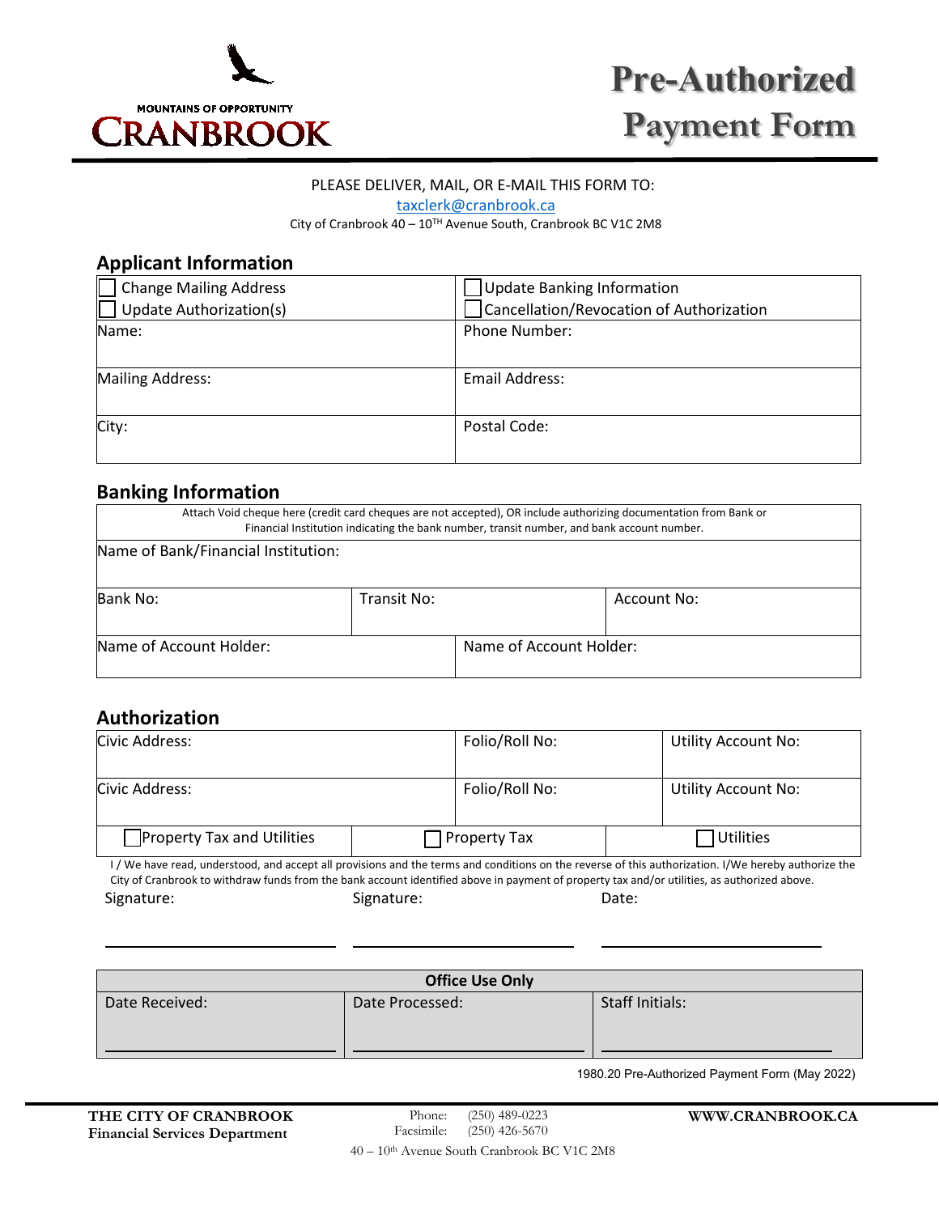MOUNTAINS OF OPPORTUNITY
CRANBROOK

# Pre-Authorized Payment Form

PLEASE DELIVER, MAIL, OR E-MAIL THIS FORM TO:

taxclerk@cranbrook.ca

City of Cranbrook 40 – 10TH Avenue South, Cranbrook BC V1C 2M8

## Applicant Information

| | |
|---|---|
| ☐ Change Mailing Address<br>☐ Update Authorization(s) | ☐ Update Banking Information<br>☐ Cancellation/Revocation of Authorization |
| Name: | Phone Number: |
| Mailing Address: | Email Address: |
| City: | Postal Code: |

## Banking Information

| | | |
|---|---|---|
| Attach Void cheque here (credit card cheques are not accepted), OR include authorizing documentation from Bank or Financial Institution indicating the bank number, transit number, and bank account number. | | |
| Name of Bank/Financial Institution: | | |
| Bank No: | Transit No: | Account No: |
| Name of Account Holder: | Name of Account Holder: | |

## Authorization

| | | |
|---|---|---|
| Civic Address: | Folio/Roll No: | Utility Account No: |
| Civic Address: | Folio/Roll No: | Utility Account No: |
| ☐ Property Tax and Utilities | ☐ Property Tax | ☐ Utilities |

I / We have read, understood, and accept all provisions and the terms and conditions on the reverse of this authorization. I/We hereby authorize the City of Cranbrook to withdraw funds from the bank account identified above in payment of property tax and/or utilities, as authorized above.

Signature: \_\_\_\_\_\_\_\_\_\_\_\_\_\_\_\_ Signature: \_\_\_\_\_\_\_\_\_\_\_\_\_\_\_\_ Date: \_\_\_\_\_\_\_\_\_\_\_\_\_\_\_\_

| Office Use Only | | |
|---|---|---|
| Date Received: | Date Processed: | Staff Initials: |

1980.20 Pre-Authorized Payment Form (May 2022)

**THE CITY OF CRANBROOK**
**Financial Services Department**

Phone: (250) 489-0223
Facsimile: (250) 426-5670

40 – 10th Avenue South Cranbrook BC V1C 2M8

**WWW.CRANBROOK.CA**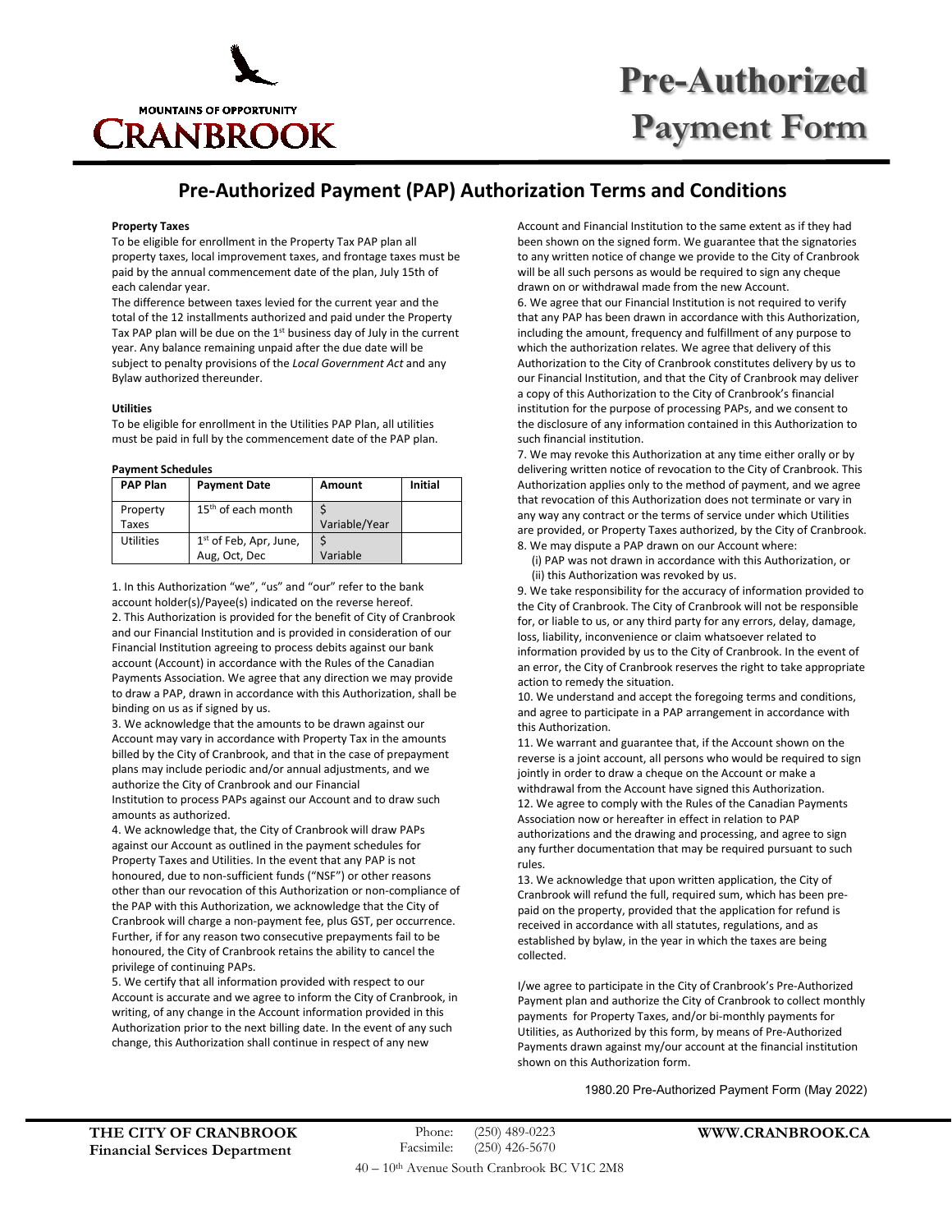MOUNTAINS OF OPPORTUNITY

CRANBROOK

# Pre-Authorized Payment Form

## Pre-Authorized Payment (PAP) Authorization Terms and Conditions

**Property Taxes**

To be eligible for enrollment in the Property Tax PAP plan all property taxes, local improvement taxes, and frontage taxes must be paid by the annual commencement date of the plan, July 15th of each calendar year.

The difference between taxes levied for the current year and the total of the 12 installments authorized and paid under the Property Tax PAP plan will be due on the 1st business day of July in the current year. Any balance remaining unpaid after the due date will be subject to penalty provisions of the *Local Government Act* and any Bylaw authorized thereunder.

**Utilities**

To be eligible for enrollment in the Utilities PAP Plan, all utilities must be paid in full by the commencement date of the PAP plan.

**Payment Schedules**

| PAP Plan | Payment Date | Amount | Initial |
| --- | --- | --- | --- |
| Property Taxes | 15th of each month | $ Variable/Year | |
| Utilities | 1st of Feb, Apr, June, Aug, Oct, Dec | $ Variable | |

1. In this Authorization "we", "us" and "our" refer to the bank account holder(s)/Payee(s) indicated on the reverse hereof.
2. This Authorization is provided for the benefit of City of Cranbrook and our Financial Institution and is provided in consideration of our Financial Institution agreeing to process debits against our bank account (Account) in accordance with the Rules of the Canadian Payments Association. We agree that any direction we may provide to draw a PAP, drawn in accordance with this Authorization, shall be binding on us as if signed by us.
3. We acknowledge that the amounts to be drawn against our Account may vary in accordance with Property Tax in the amounts billed by the City of Cranbrook, and that in the case of prepayment plans may include periodic and/or annual adjustments, and we authorize the City of Cranbrook and our Financial Institution to process PAPs against our Account and to draw such amounts as authorized.
4. We acknowledge that, the City of Cranbrook will draw PAPs against our Account as outlined in the payment schedules for Property Taxes and Utilities. In the event that any PAP is not honoured, due to non-sufficient funds ("NSF") or other reasons other than our revocation of this Authorization or non-compliance of the PAP with this Authorization, we acknowledge that the City of Cranbrook will charge a non-payment fee, plus GST, per occurrence. Further, if for any reason two consecutive prepayments fail to be honoured, the City of Cranbrook retains the ability to cancel the privilege of continuing PAPs.
5. We certify that all information provided with respect to our Account is accurate and we agree to inform the City of Cranbrook, in writing, of any change in the Account information provided in this Authorization prior to the next billing date. In the event of any such change, this Authorization shall continue in respect of any new Account and Financial Institution to the same extent as if they had been shown on the signed form. We guarantee that the signatories to any written notice of change we provide to the City of Cranbrook will be all such persons as would be required to sign any cheque drawn on or withdrawal made from the new Account.
6. We agree that our Financial Institution is not required to verify that any PAP has been drawn in accordance with this Authorization, including the amount, frequency and fulfillment of any purpose to which the authorization relates. We agree that delivery of this Authorization to the City of Cranbrook constitutes delivery by us to our Financial Institution, and that the City of Cranbrook may deliver a copy of this Authorization to the City of Cranbrook's financial institution for the purpose of processing PAPs, and we consent to the disclosure of any information contained in this Authorization to such financial institution.
7. We may revoke this Authorization at any time either orally or by delivering written notice of revocation to the City of Cranbrook. This Authorization applies only to the method of payment, and we agree that revocation of this Authorization does not terminate or vary in any way any contract or the terms of service under which Utilities are provided, or Property Taxes authorized, by the City of Cranbrook.
8. We may dispute a PAP drawn on our Account where:
   (i) PAP was not drawn in accordance with this Authorization, or
   (ii) this Authorization was revoked by us.
9. We take responsibility for the accuracy of information provided to the City of Cranbrook. The City of Cranbrook will not be responsible for, or liable to us, or any third party for any errors, delay, damage, loss, liability, inconvenience or claim whatsoever related to information provided by us to the City of Cranbrook. In the event of an error, the City of Cranbrook reserves the right to take appropriate action to remedy the situation.
10. We understand and accept the foregoing terms and conditions, and agree to participate in a PAP arrangement in accordance with this Authorization.
11. We warrant and guarantee that, if the Account shown on the reverse is a joint account, all persons who would be required to sign jointly in order to draw a cheque on the Account or make a withdrawal from the Account have signed this Authorization.
12. We agree to comply with the Rules of the Canadian Payments Association now or hereafter in effect in relation to PAP authorizations and the drawing and processing, and agree to sign any further documentation that may be required pursuant to such rules.
13. We acknowledge that upon written application, the City of Cranbrook will refund the full, required sum, which has been pre-paid on the property, provided that the application for refund is received in accordance with all statutes, regulations, and as established by bylaw, in the year in which the taxes are being collected.

I/we agree to participate in the City of Cranbrook's Pre-Authorized Payment plan and authorize the City of Cranbrook to collect monthly payments for Property Taxes, and/or bi-monthly payments for Utilities, as Authorized by this form, by means of Pre-Authorized Payments drawn against my/our account at the financial institution shown on this Authorization form.

1980.20 Pre-Authorized Payment Form (May 2022)

**THE CITY OF CRANBROOK**
**Financial Services Department**

Phone: (250) 489-0223
Facsimile: (250) 426-5670

40 – 10th Avenue South Cranbrook BC V1C 2M8

**WWW.CRANBROOK.CA**